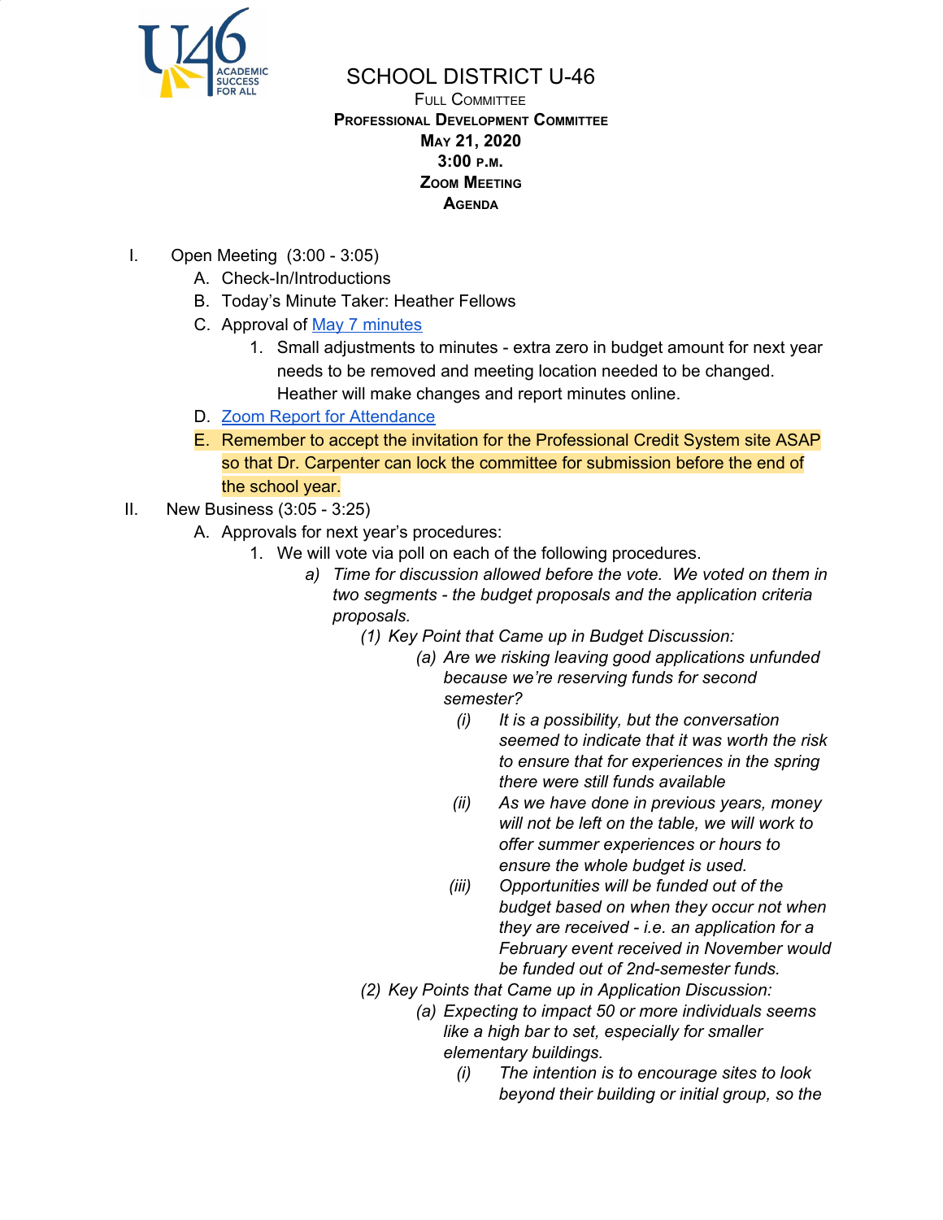# SCHOOL DISTRICT U-46

FULL COMMITTEE

**PROFESSIONAL DEVELOPMENT COMMITTEE**

**MAY 21, 2020**

**3:00 P.M.**

**ZOOM MEETING**

**AGENDA**

I. Open Meeting (3:00 - 3:05)
   A. Check-In/Introductions
   B. Today's Minute Taker: Heather Fellows
   C. Approval of May 7 minutes
      1. Small adjustments to minutes - extra zero in budget amount for next year needs to be removed and meeting location needed to be changed. Heather will make changes and report minutes online.
   D. Zoom Report for Attendance
   E. Remember to accept the invitation for the Professional Credit System site ASAP so that Dr. Carpenter can lock the committee for submission before the end of the school year.

II. New Business (3:05 - 3:25)
   A. Approvals for next year's procedures:
      1. We will vote via poll on each of the following procedures.
         a) *Time for discussion allowed before the vote. We voted on them in two segments - the budget proposals and the application criteria proposals.*
            (1) *Key Point that Came up in Budget Discussion:*
               (a) *Are we risking leaving good applications unfunded because we're reserving funds for second semester?*
                  (i) *It is a possibility, but the conversation seemed to indicate that it was worth the risk to ensure that for experiences in the spring there were still funds available*
                  (ii) *As we have done in previous years, money will not be left on the table, we will work to offer summer experiences or hours to ensure the whole budget is used.*
                  (iii) *Opportunities will be funded out of the budget based on when they occur not when they are received - i.e. an application for a February event received in November would be funded out of 2nd-semester funds.*
            (2) *Key Points that Came up in Application Discussion:*
               (a) *Expecting to impact 50 or more individuals seems like a high bar to set, especially for smaller elementary buildings.*
                  (i) *The intention is to encourage sites to look beyond their building or initial group, so the*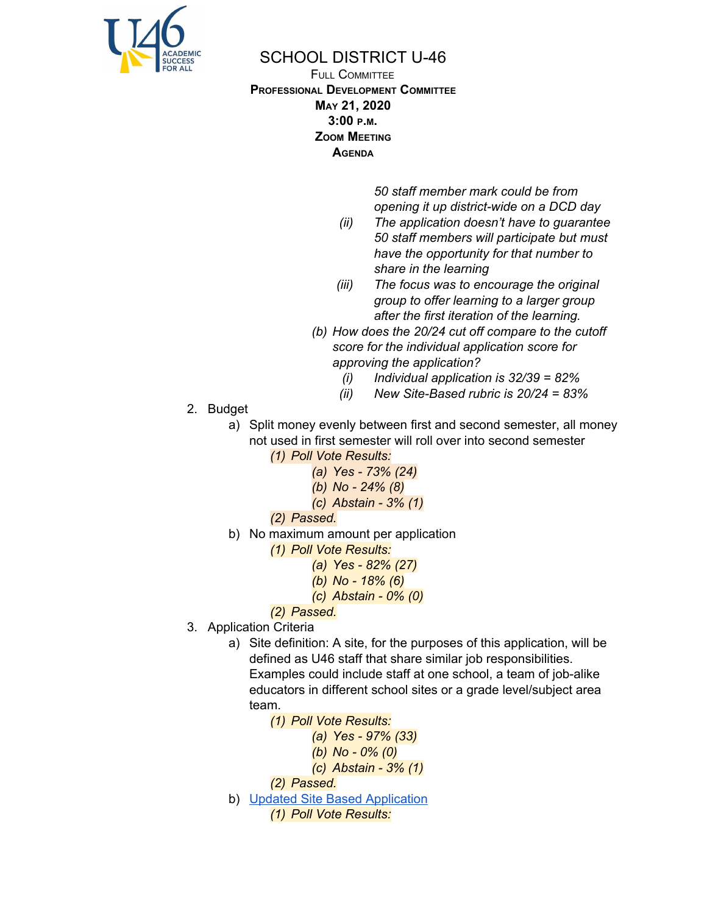# SCHOOL DISTRICT U-46

FULL COMMITTEE
**PROFESSIONAL DEVELOPMENT COMMITTEE**
**MAY 21, 2020**
**3:00 P.M.**
**ZOOM MEETING**
**AGENDA**

*50 staff member mark could be from opening it up district-wide on a DCD day*

(ii) *The application doesn't have to guarantee 50 staff members will participate but must have the opportunity for that number to share in the learning*

(iii) *The focus was to encourage the original group to offer learning to a larger group after the first iteration of the learning.*

(b) *How does the 20/24 cut off compare to the cutoff score for the individual application score for approving the application?*

- (i) *Individual application is 32/39 = 82%*
- (ii) *New Site-Based rubric is 20/24 = 83%*

2. Budget
   a) Split money evenly between first and second semester, all money not used in first semester will roll over into second semester
      - *(1) Poll Vote Results:*
         - *(a) Yes - 73% (24)*
         - *(b) No - 24% (8)*
         - *(c) Abstain - 3% (1)*
      - *(2) Passed.*
   b) No maximum amount per application
      - *(1) Poll Vote Results:*
         - *(a) Yes - 82% (27)*
         - *(b) No - 18% (6)*
         - *(c) Abstain - 0% (0)*
      - *(2) Passed.*
3. Application Criteria
   a) Site definition: A site, for the purposes of this application, will be defined as U46 staff that share similar job responsibilities. Examples could include staff at one school, a team of job-alike educators in different school sites or a grade level/subject area team.
      - *(1) Poll Vote Results:*
         - *(a) Yes - 97% (33)*
         - *(b) No - 0% (0)*
         - *(c) Abstain - 3% (1)*
      - *(2) Passed.*
   b) Updated Site Based Application
      - *(1) Poll Vote Results:*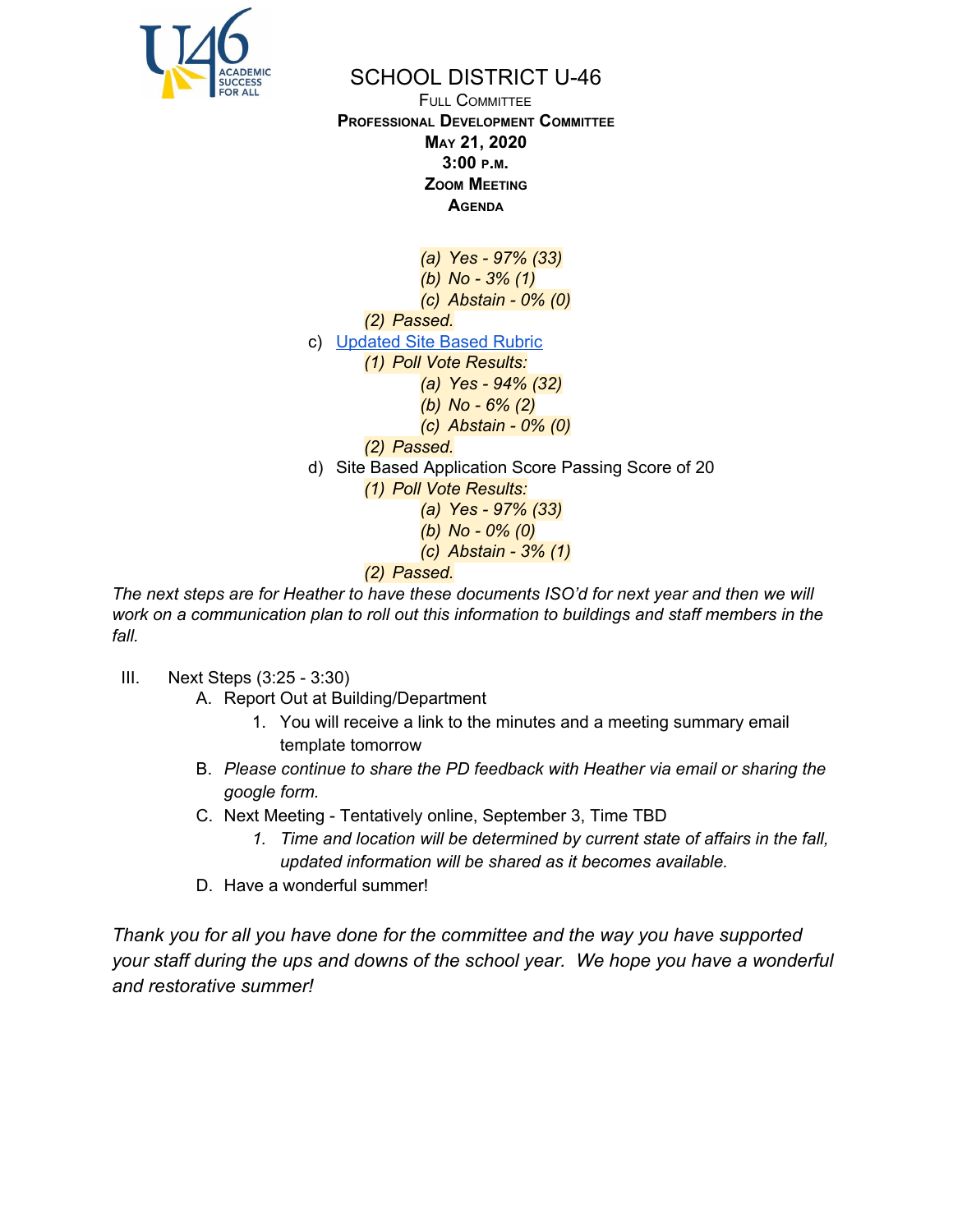# SCHOOL DISTRICT U-46

FULL COMMITTEE

**PROFESSIONAL DEVELOPMENT COMMITTEE**

**MAY 21, 2020**

**3:00 P.M.**

**ZOOM MEETING**

**AGENDA**

- *(a) Yes - 97% (33)*
- *(b) No - 3% (1)*
- *(c) Abstain - 0% (0)*

*(2) Passed.*

c) Updated Site Based Rubric

*(1) Poll Vote Results:*

- *(a) Yes - 94% (32)*
- *(b) No - 6% (2)*
- *(c) Abstain - 0% (0)*

*(2) Passed.*

d) Site Based Application Score Passing Score of 20

*(1) Poll Vote Results:*

- *(a) Yes - 97% (33)*
- *(b) No - 0% (0)*
- *(c) Abstain - 3% (1)*

*(2) Passed.*

*The next steps are for Heather to have these documents ISO'd for next year and then we will work on a communication plan to roll out this information to buildings and staff members in the fall.*

III. Next Steps (3:25 - 3:30)

A. Report Out at Building/Department

1. You will receive a link to the minutes and a meeting summary email template tomorrow

B. *Please continue to share the PD feedback with Heather via email or sharing the google form.*

C. Next Meeting - Tentatively online, September 3, Time TBD

1. *Time and location will be determined by current state of affairs in the fall, updated information will be shared as it becomes available.*

D. Have a wonderful summer!

*Thank you for all you have done for the committee and the way you have supported your staff during the ups and downs of the school year. We hope you have a wonderful and restorative summer!*